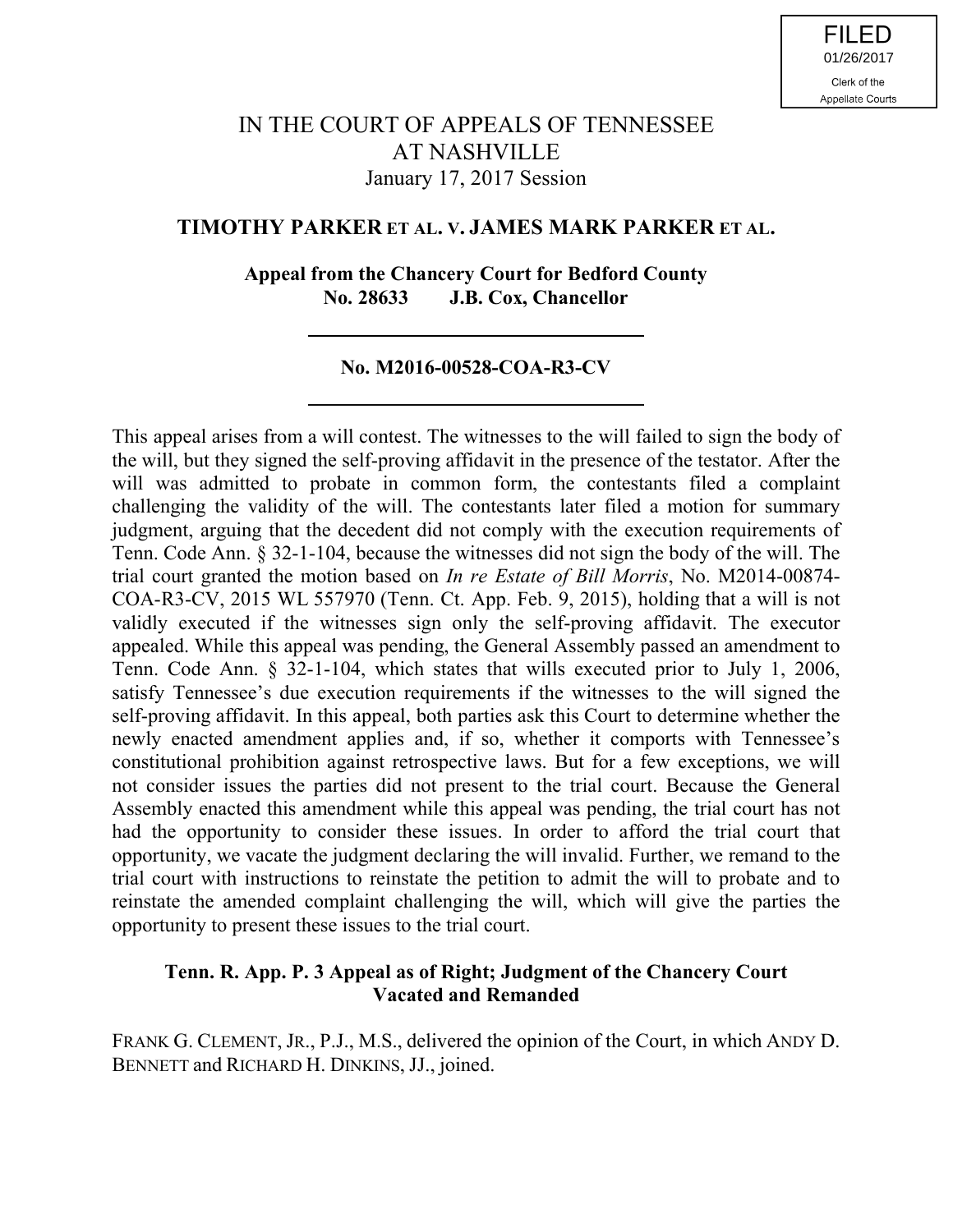FILED
01/26/2017
Clerk of the
Appellate Courts

# IN THE COURT OF APPEALS OF TENNESSEE AT NASHVILLE
January 17, 2017 Session

## TIMOTHY PARKER ET AL. V. JAMES MARK PARKER ET AL.

**Appeal from the Chancery Court for Bedford County**
**No. 28633 J.B. Cox, Chancellor**

---

**No. M2016-00528-COA-R3-CV**

---

This appeal arises from a will contest. The witnesses to the will failed to sign the body of the will, but they signed the self-proving affidavit in the presence of the testator. After the will was admitted to probate in common form, the contestants filed a complaint challenging the validity of the will. The contestants later filed a motion for summary judgment, arguing that the decedent did not comply with the execution requirements of Tenn. Code Ann. § 32-1-104, because the witnesses did not sign the body of the will. The trial court granted the motion based on *In re Estate of Bill Morris*, No. M2014-00874-COA-R3-CV, 2015 WL 557970 (Tenn. Ct. App. Feb. 9, 2015), holding that a will is not validly executed if the witnesses sign only the self-proving affidavit. The executor appealed. While this appeal was pending, the General Assembly passed an amendment to Tenn. Code Ann. § 32-1-104, which states that wills executed prior to July 1, 2006, satisfy Tennessee's due execution requirements if the witnesses to the will signed the self-proving affidavit. In this appeal, both parties ask this Court to determine whether the newly enacted amendment applies and, if so, whether it comports with Tennessee's constitutional prohibition against retrospective laws. But for a few exceptions, we will not consider issues the parties did not present to the trial court. Because the General Assembly enacted this amendment while this appeal was pending, the trial court has not had the opportunity to consider these issues. In order to afford the trial court that opportunity, we vacate the judgment declaring the will invalid. Further, we remand to the trial court with instructions to reinstate the petition to admit the will to probate and to reinstate the amended complaint challenging the will, which will give the parties the opportunity to present these issues to the trial court.

**Tenn. R. App. P. 3 Appeal as of Right; Judgment of the Chancery Court Vacated and Remanded**

FRANK G. CLEMENT, JR., P.J., M.S., delivered the opinion of the Court, in which ANDY D. BENNETT and RICHARD H. DINKINS, JJ., joined.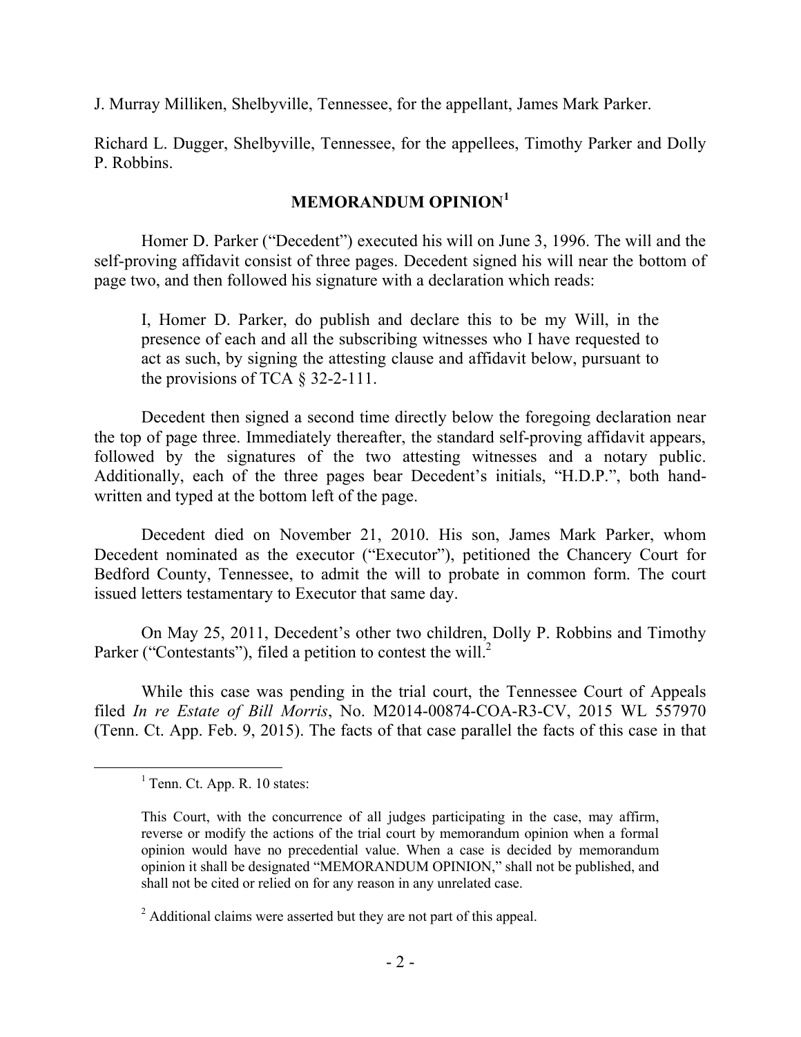J. Murray Milliken, Shelbyville, Tennessee, for the appellant, James Mark Parker.

Richard L. Dugger, Shelbyville, Tennessee, for the appellees, Timothy Parker and Dolly P. Robbins.

## MEMORANDUM OPINION[1]

Homer D. Parker ("Decedent") executed his will on June 3, 1996. The will and the self-proving affidavit consist of three pages. Decedent signed his will near the bottom of page two, and then followed his signature with a declaration which reads:

> I, Homer D. Parker, do publish and declare this to be my Will, in the presence of each and all the subscribing witnesses who I have requested to act as such, by signing the attesting clause and affidavit below, pursuant to the provisions of TCA § 32-2-111.

Decedent then signed a second time directly below the foregoing declaration near the top of page three. Immediately thereafter, the standard self-proving affidavit appears, followed by the signatures of the two attesting witnesses and a notary public. Additionally, each of the three pages bear Decedent's initials, "H.D.P.", both hand-written and typed at the bottom left of the page.

Decedent died on November 21, 2010. His son, James Mark Parker, whom Decedent nominated as the executor ("Executor"), petitioned the Chancery Court for Bedford County, Tennessee, to admit the will to probate in common form. The court issued letters testamentary to Executor that same day.

On May 25, 2011, Decedent's other two children, Dolly P. Robbins and Timothy Parker ("Contestants"), filed a petition to contest the will.[2]

While this case was pending in the trial court, the Tennessee Court of Appeals filed *In re Estate of Bill Morris*, No. M2014-00874-COA-R3-CV, 2015 WL 557970 (Tenn. Ct. App. Feb. 9, 2015). The facts of that case parallel the facts of this case in that

---

[1] Tenn. Ct. App. R. 10 states:

> This Court, with the concurrence of all judges participating in the case, may affirm, reverse or modify the actions of the trial court by memorandum opinion when a formal opinion would have no precedential value. When a case is decided by memorandum opinion it shall be designated "MEMORANDUM OPINION," shall not be published, and shall not be cited or relied on for any reason in any unrelated case.

[2] Additional claims were asserted but they are not part of this appeal.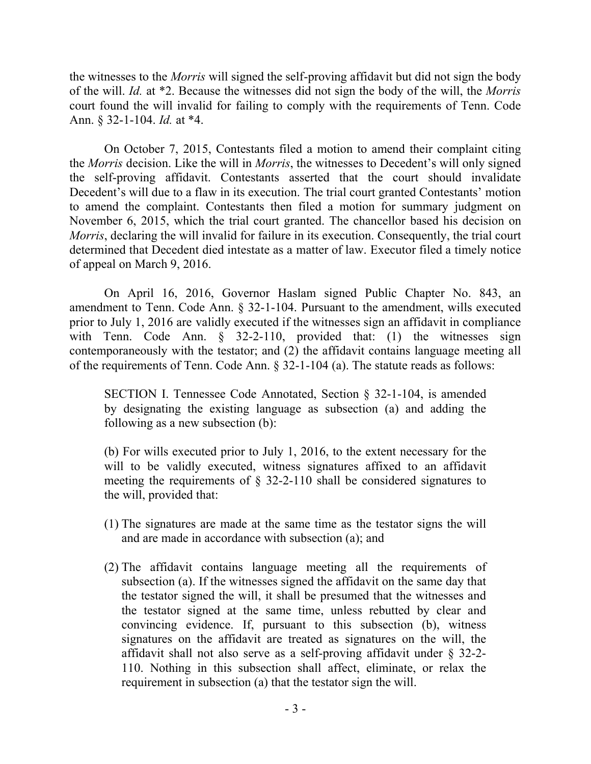the witnesses to the *Morris* will signed the self-proving affidavit but did not sign the body of the will. *Id.* at *2. Because the witnesses did not sign the body of the will, the *Morris* court found the will invalid for failing to comply with the requirements of Tenn. Code Ann. § 32-1-104. *Id.* at *4.

On October 7, 2015, Contestants filed a motion to amend their complaint citing the *Morris* decision. Like the will in *Morris*, the witnesses to Decedent's will only signed the self-proving affidavit. Contestants asserted that the court should invalidate Decedent's will due to a flaw in its execution. The trial court granted Contestants' motion to amend the complaint. Contestants then filed a motion for summary judgment on November 6, 2015, which the trial court granted. The chancellor based his decision on *Morris*, declaring the will invalid for failure in its execution. Consequently, the trial court determined that Decedent died intestate as a matter of law. Executor filed a timely notice of appeal on March 9, 2016.

On April 16, 2016, Governor Haslam signed Public Chapter No. 843, an amendment to Tenn. Code Ann. § 32-1-104. Pursuant to the amendment, wills executed prior to July 1, 2016 are validly executed if the witnesses sign an affidavit in compliance with Tenn. Code Ann. § 32-2-110, provided that: (1) the witnesses sign contemporaneously with the testator; and (2) the affidavit contains language meeting all of the requirements of Tenn. Code Ann. § 32-1-104 (a). The statute reads as follows:

> SECTION I. Tennessee Code Annotated, Section § 32-1-104, is amended by designating the existing language as subsection (a) and adding the following as a new subsection (b):
>
> (b) For wills executed prior to July 1, 2016, to the extent necessary for the will to be validly executed, witness signatures affixed to an affidavit meeting the requirements of § 32-2-110 shall be considered signatures to the will, provided that:
>
> (1) The signatures are made at the same time as the testator signs the will and are made in accordance with subsection (a); and
>
> (2) The affidavit contains language meeting all the requirements of subsection (a). If the witnesses signed the affidavit on the same day that the testator signed the will, it shall be presumed that the witnesses and the testator signed at the same time, unless rebutted by clear and convincing evidence. If, pursuant to this subsection (b), witness signatures on the affidavit are treated as signatures on the will, the affidavit shall not also serve as a self-proving affidavit under § 32-2-110. Nothing in this subsection shall affect, eliminate, or relax the requirement in subsection (a) that the testator sign the will.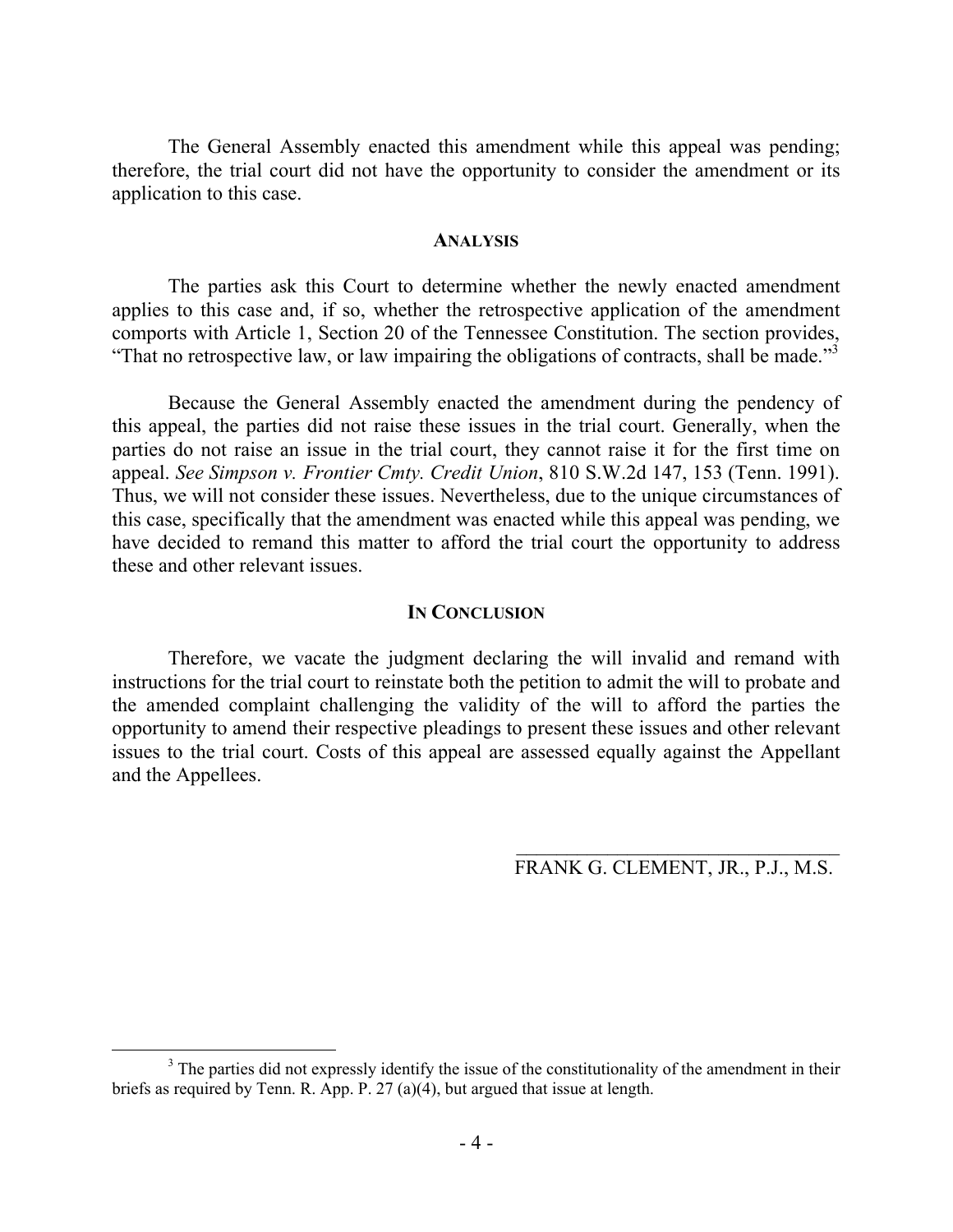The General Assembly enacted this amendment while this appeal was pending; therefore, the trial court did not have the opportunity to consider the amendment or its application to this case.

## ANALYSIS

The parties ask this Court to determine whether the newly enacted amendment applies to this case and, if so, whether the retrospective application of the amendment comports with Article 1, Section 20 of the Tennessee Constitution. The section provides, "That no retrospective law, or law impairing the obligations of contracts, shall be made."[3]

Because the General Assembly enacted the amendment during the pendency of this appeal, the parties did not raise these issues in the trial court. Generally, when the parties do not raise an issue in the trial court, they cannot raise it for the first time on appeal. *See Simpson v. Frontier Cmty. Credit Union*, 810 S.W.2d 147, 153 (Tenn. 1991). Thus, we will not consider these issues. Nevertheless, due to the unique circumstances of this case, specifically that the amendment was enacted while this appeal was pending, we have decided to remand this matter to afford the trial court the opportunity to address these and other relevant issues.

## IN CONCLUSION

Therefore, we vacate the judgment declaring the will invalid and remand with instructions for the trial court to reinstate both the petition to admit the will to probate and the amended complaint challenging the validity of the will to afford the parties the opportunity to amend their respective pleadings to present these issues and other relevant issues to the trial court. Costs of this appeal are assessed equally against the Appellant and the Appellees.

\_\_\_\_\_\_\_\_\_\_\_\_\_\_\_\_\_\_\_\_\_\_\_\_\_\_\_\_\_\_\_\_\_

FRANK G. CLEMENT, JR., P.J., M.S.

[3] The parties did not expressly identify the issue of the constitutionality of the amendment in their briefs as required by Tenn. R. App. P. 27 (a)(4), but argued that issue at length.